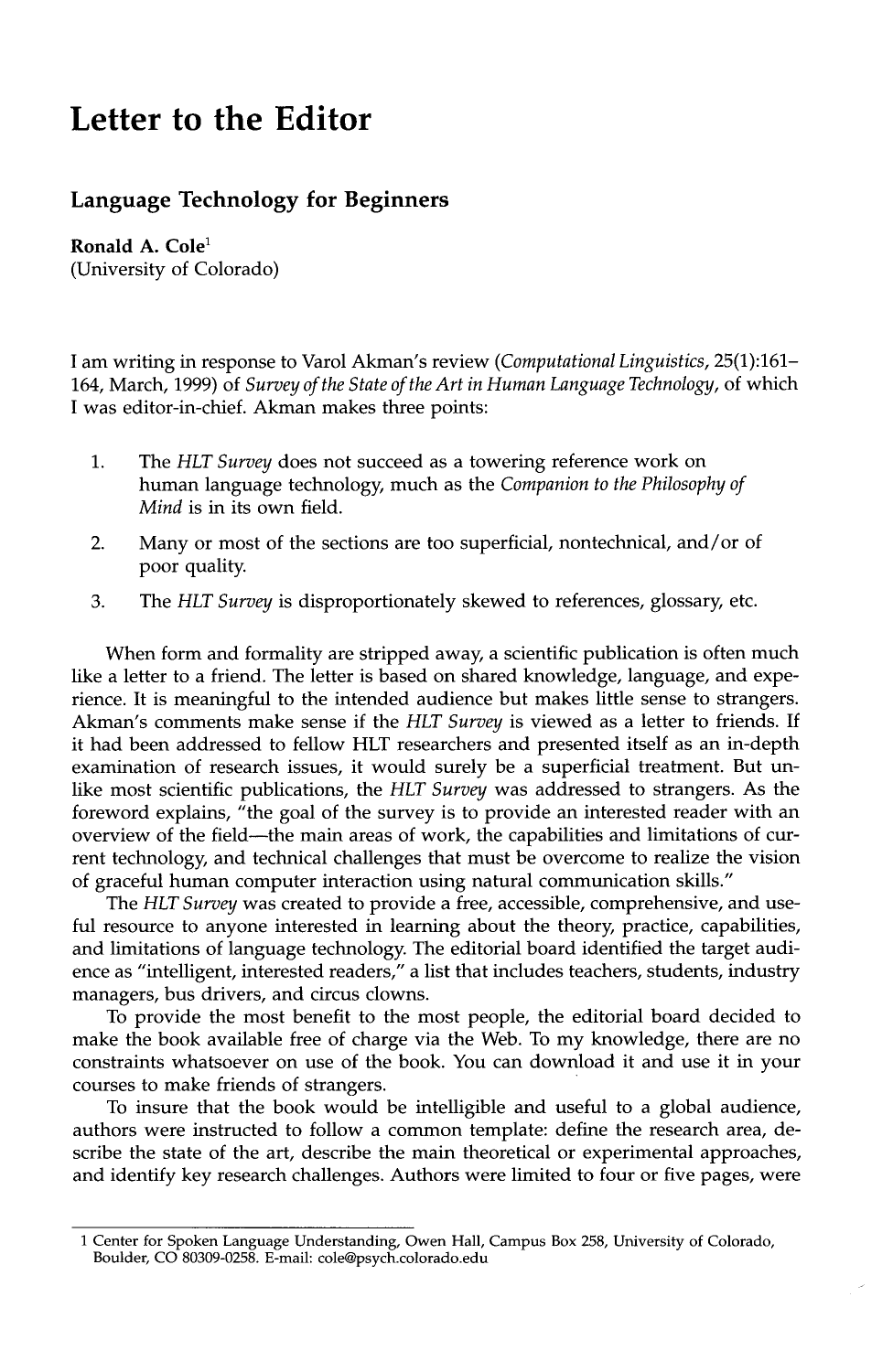# Letter to the Editor

## Language Technology for Beginners

**Ronald A. Cole**[1]
(University of Colorado)

I am writing in response to Varol Akman's review (*Computational Linguistics*, 25(1):161–164, March, 1999) of *Survey of the State of the Art in Human Language Technology*, of which I was editor-in-chief. Akman makes three points:

1. The *HLT Survey* does not succeed as a towering reference work on human language technology, much as the *Companion to the Philosophy of Mind* is in its own field.
2. Many or most of the sections are too superficial, nontechnical, and/or of poor quality.
3. The *HLT Survey* is disproportionately skewed to references, glossary, etc.

When form and formality are stripped away, a scientific publication is often much like a letter to a friend. The letter is based on shared knowledge, language, and experience. It is meaningful to the intended audience but makes little sense to strangers. Akman's comments make sense if the *HLT Survey* is viewed as a letter to friends. If it had been addressed to fellow HLT researchers and presented itself as an in-depth examination of research issues, it would surely be a superficial treatment. But unlike most scientific publications, the *HLT Survey* was addressed to strangers. As the foreword explains, "the goal of the survey is to provide an interested reader with an overview of the field—the main areas of work, the capabilities and limitations of current technology, and technical challenges that must be overcome to realize the vision of graceful human computer interaction using natural communication skills."

The *HLT Survey* was created to provide a free, accessible, comprehensive, and useful resource to anyone interested in learning about the theory, practice, capabilities, and limitations of language technology. The editorial board identified the target audience as "intelligent, interested readers," a list that includes teachers, students, industry managers, bus drivers, and circus clowns.

To provide the most benefit to the most people, the editorial board decided to make the book available free of charge via the Web. To my knowledge, there are no constraints whatsoever on use of the book. You can download it and use it in your courses to make friends of strangers.

To insure that the book would be intelligible and useful to a global audience, authors were instructed to follow a common template: define the research area, describe the state of the art, describe the main theoretical or experimental approaches, and identify key research challenges. Authors were limited to four or five pages, were

[1] Center for Spoken Language Understanding, Owen Hall, Campus Box 258, University of Colorado, Boulder, CO 80309-0258. E-mail: cole@psych.colorado.edu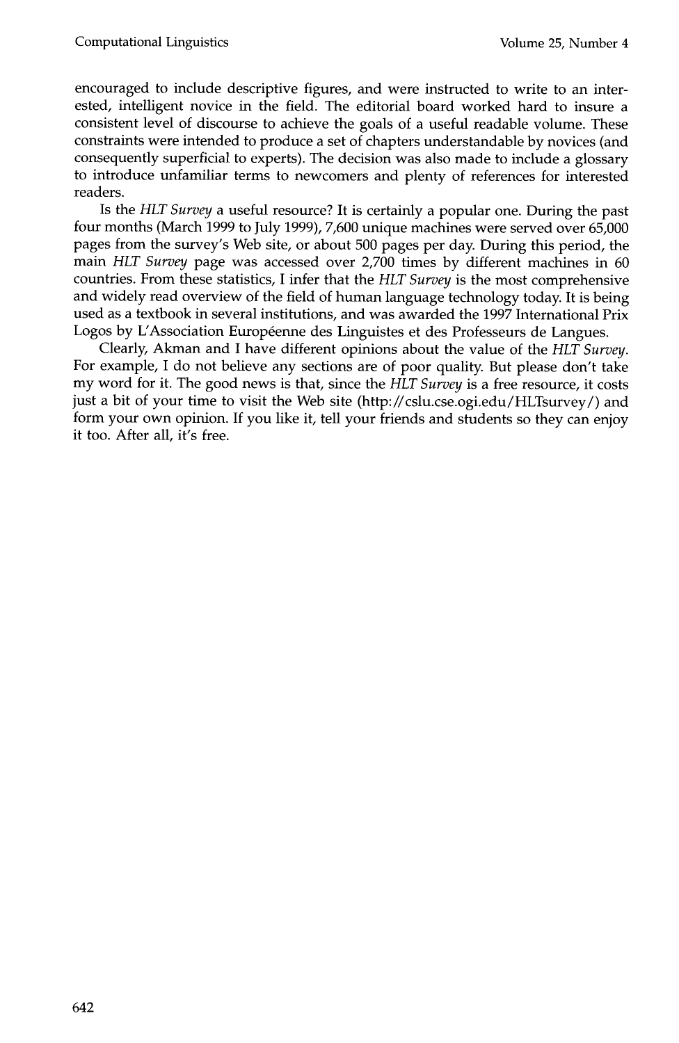encouraged to include descriptive figures, and were instructed to write to an interested, intelligent novice in the field. The editorial board worked hard to insure a consistent level of discourse to achieve the goals of a useful readable volume. These constraints were intended to produce a set of chapters understandable by novices (and consequently superficial to experts). The decision was also made to include a glossary to introduce unfamiliar terms to newcomers and plenty of references for interested readers.

Is the *HLT Survey* a useful resource? It is certainly a popular one. During the past four months (March 1999 to July 1999), 7,600 unique machines were served over 65,000 pages from the survey's Web site, or about 500 pages per day. During this period, the main *HLT Survey* page was accessed over 2,700 times by different machines in 60 countries. From these statistics, I infer that the *HLT Survey* is the most comprehensive and widely read overview of the field of human language technology today. It is being used as a textbook in several institutions, and was awarded the 1997 International Prix Logos by L'Association Européenne des Linguistes et des Professeurs de Langues.

Clearly, Akman and I have different opinions about the value of the *HLT Survey*. For example, I do not believe any sections are of poor quality. But please don't take my word for it. The good news is that, since the *HLT Survey* is a free resource, it costs just a bit of your time to visit the Web site (http://cslu.cse.ogi.edu/HLTsurvey/) and form your own opinion. If you like it, tell your friends and students so they can enjoy it too. After all, it's free.